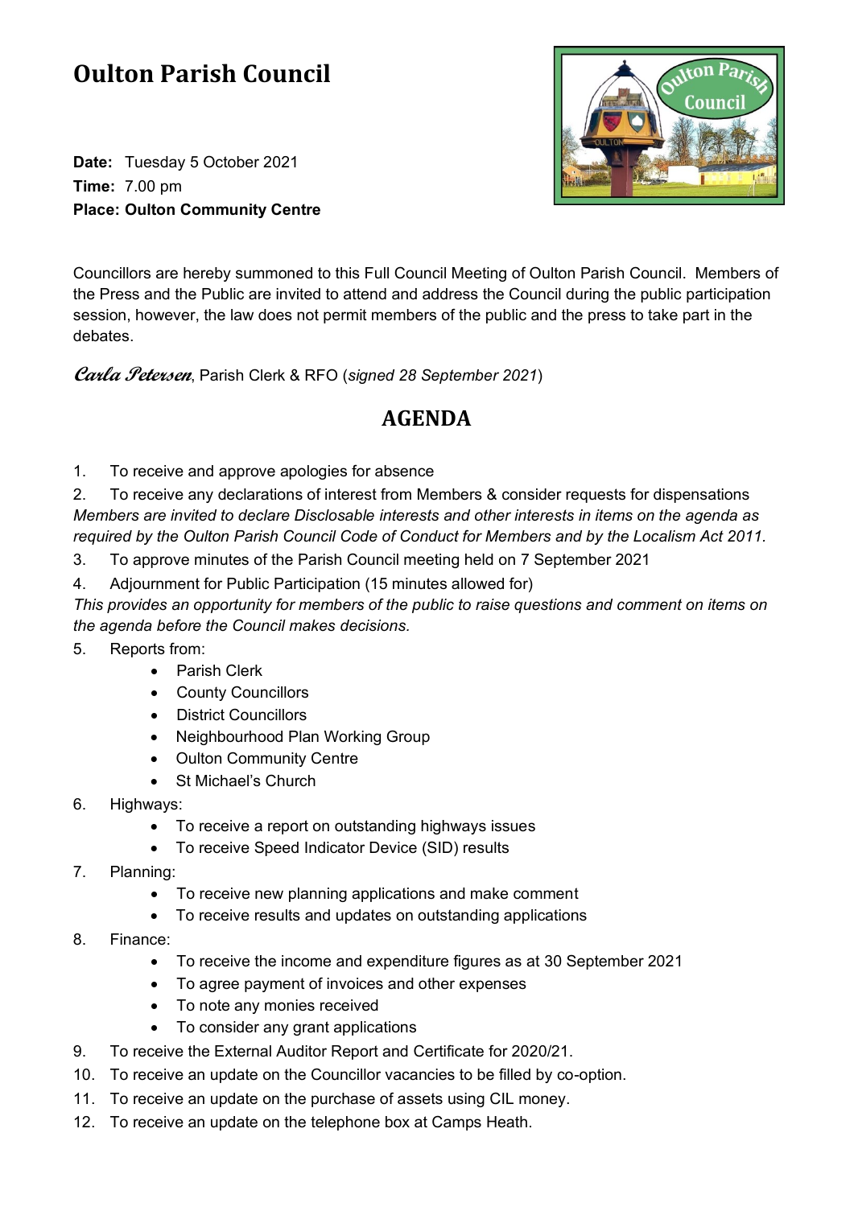# Oulton Parish Council

**Date:** Tuesday 5 October 2021
**Time:** 7.00 pm
**Place: Oulton Community Centre**

Councillors are hereby summoned to this Full Council Meeting of Oulton Parish Council. Members of the Press and the Public are invited to attend and address the Council during the public participation session, however, the law does not permit members of the public and the press to take part in the debates.

***Carla Petersen***, Parish Clerk & RFO (*signed 28 September 2021*)

## AGENDA

1. To receive and approve apologies for absence
2. To receive any declarations of interest from Members & consider requests for dispensations

*Members are invited to declare Disclosable interests and other interests in items on the agenda as required by the Oulton Parish Council Code of Conduct for Members and by the Localism Act 2011.*

3. To approve minutes of the Parish Council meeting held on 7 September 2021
4. Adjournment for Public Participation (15 minutes allowed for)

*This provides an opportunity for members of the public to raise questions and comment on items on the agenda before the Council makes decisions.*

5. Reports from:
   - Parish Clerk
   - County Councillors
   - District Councillors
   - Neighbourhood Plan Working Group
   - Oulton Community Centre
   - St Michael's Church
6. Highways:
   - To receive a report on outstanding highways issues
   - To receive Speed Indicator Device (SID) results
7. Planning:
   - To receive new planning applications and make comment
   - To receive results and updates on outstanding applications
8. Finance:
   - To receive the income and expenditure figures as at 30 September 2021
   - To agree payment of invoices and other expenses
   - To note any monies received
   - To consider any grant applications
9. To receive the External Auditor Report and Certificate for 2020/21.
10. To receive an update on the Councillor vacancies to be filled by co-option.
11. To receive an update on the purchase of assets using CIL money.
12. To receive an update on the telephone box at Camps Heath.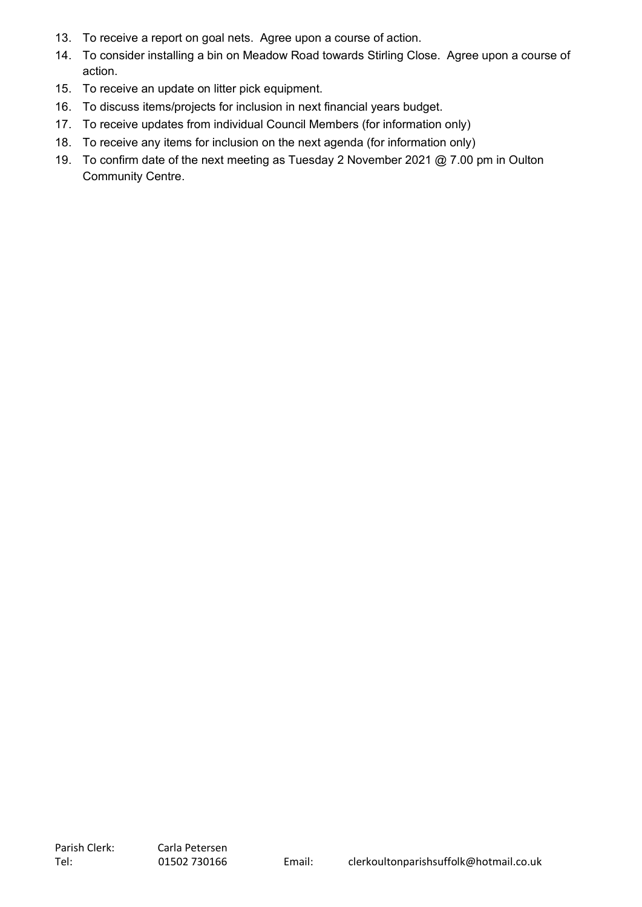13. To receive a report on goal nets. Agree upon a course of action.
14. To consider installing a bin on Meadow Road towards Stirling Close. Agree upon a course of action.
15. To receive an update on litter pick equipment.
16. To discuss items/projects for inclusion in next financial years budget.
17. To receive updates from individual Council Members (for information only)
18. To receive any items for inclusion on the next agenda (for information only)
19. To confirm date of the next meeting as Tuesday 2 November 2021 @ 7.00 pm in Oulton Community Centre.

Parish Clerk: Carla Petersen
Tel: 01502 730166 Email: clerkoultonparishsuffolk@hotmail.co.uk